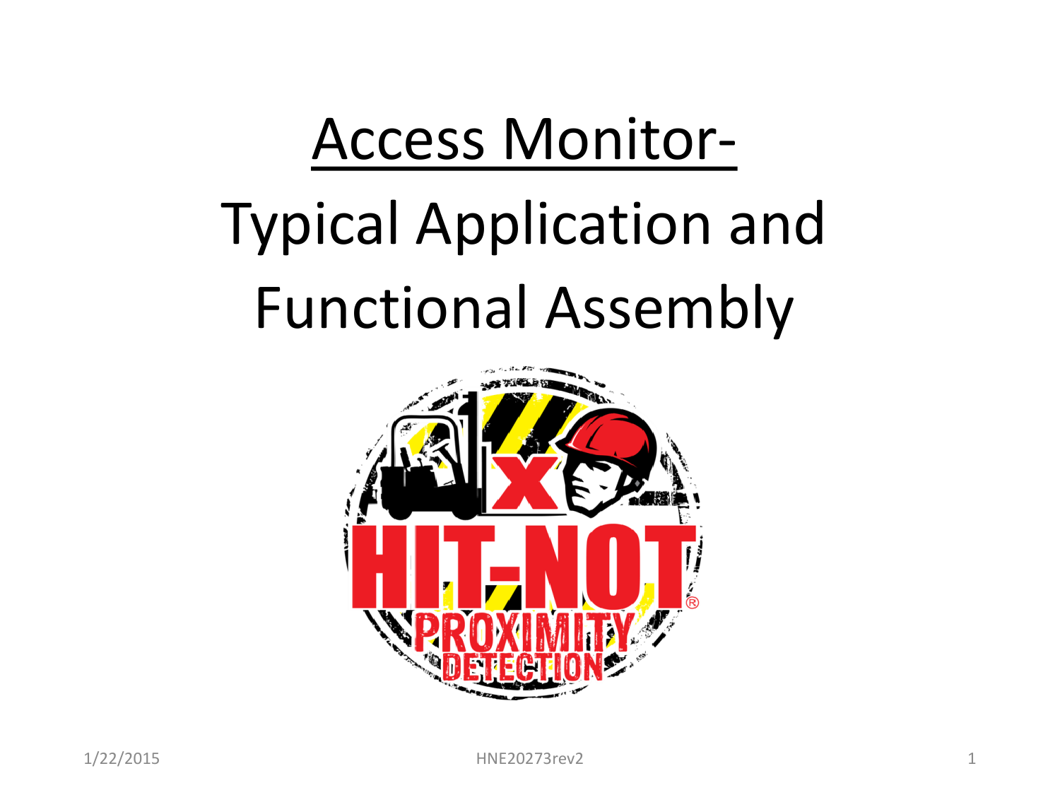# Access Monitor-

# Typical Application and Functional Assembly

HIT-NOT®

PROXIMITY DETECTION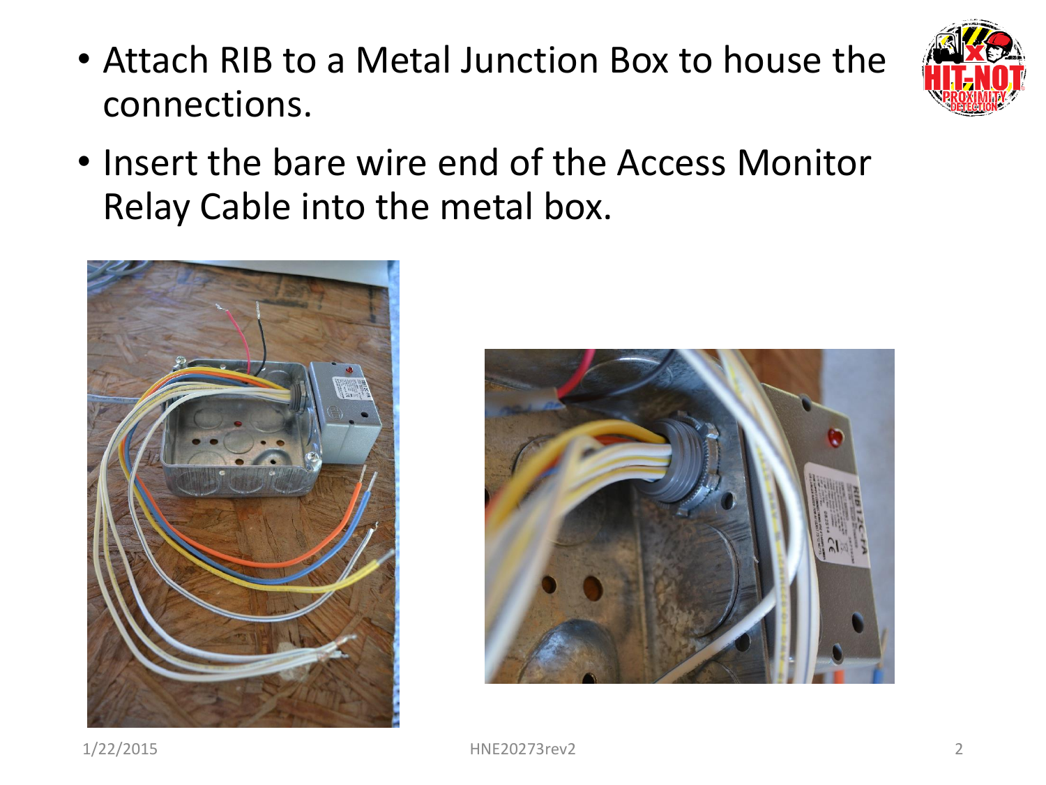- Attach RIB to a Metal Junction Box to house the connections.
- Insert the bare wire end of the Access Monitor Relay Cable into the metal box.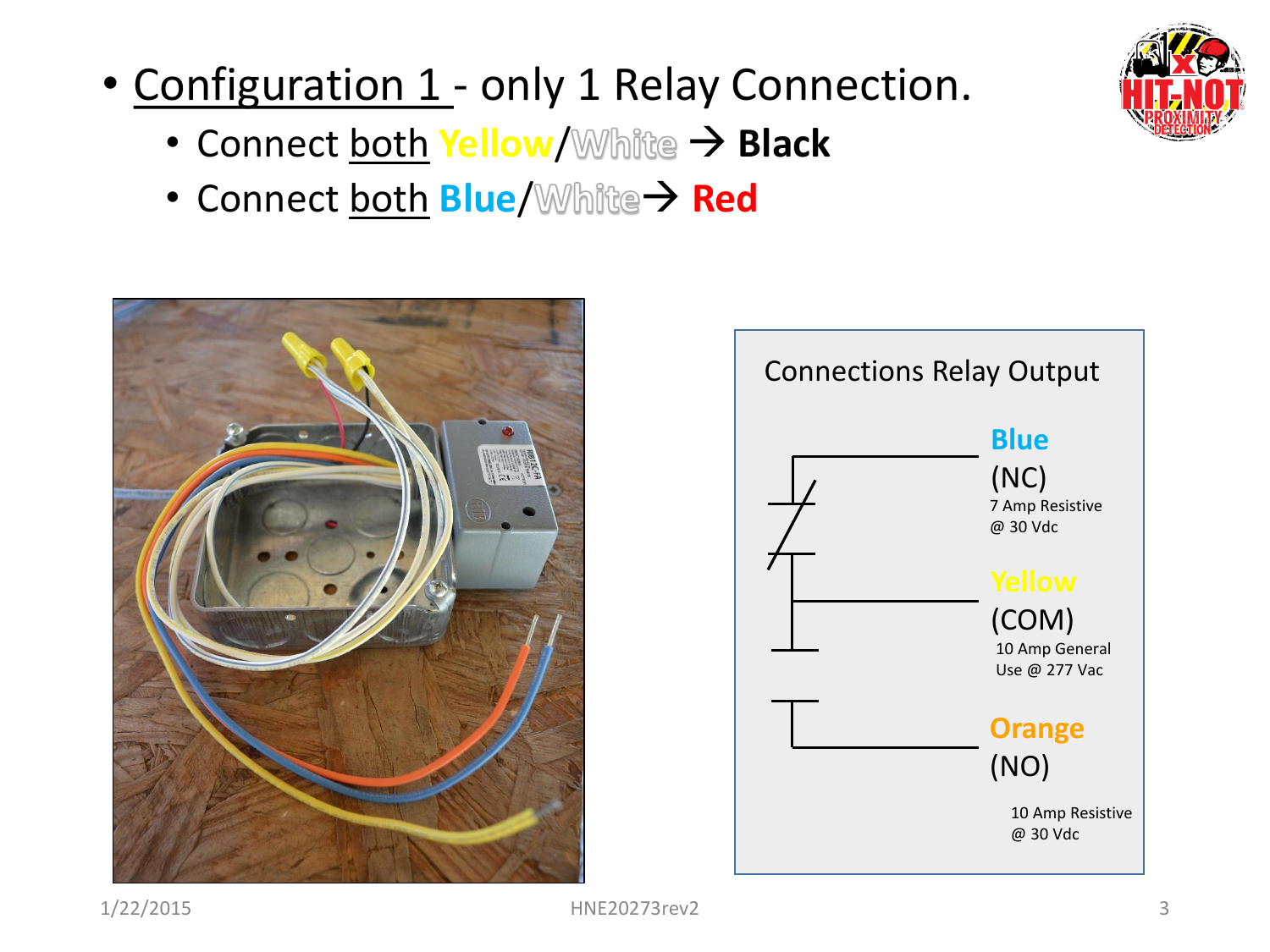- Configuration 1 - only 1 Relay Connection.
  - Connect both Yellow/White → **Black**
  - Connect both Blue/White → **Red**

Connections Relay Output

**Blue**
(NC)
7 Amp Resistive @ 30 Vdc

**Yellow**
(COM)
10 Amp General Use @ 277 Vac

**Orange**
(NO)
10 Amp Resistive @ 30 Vdc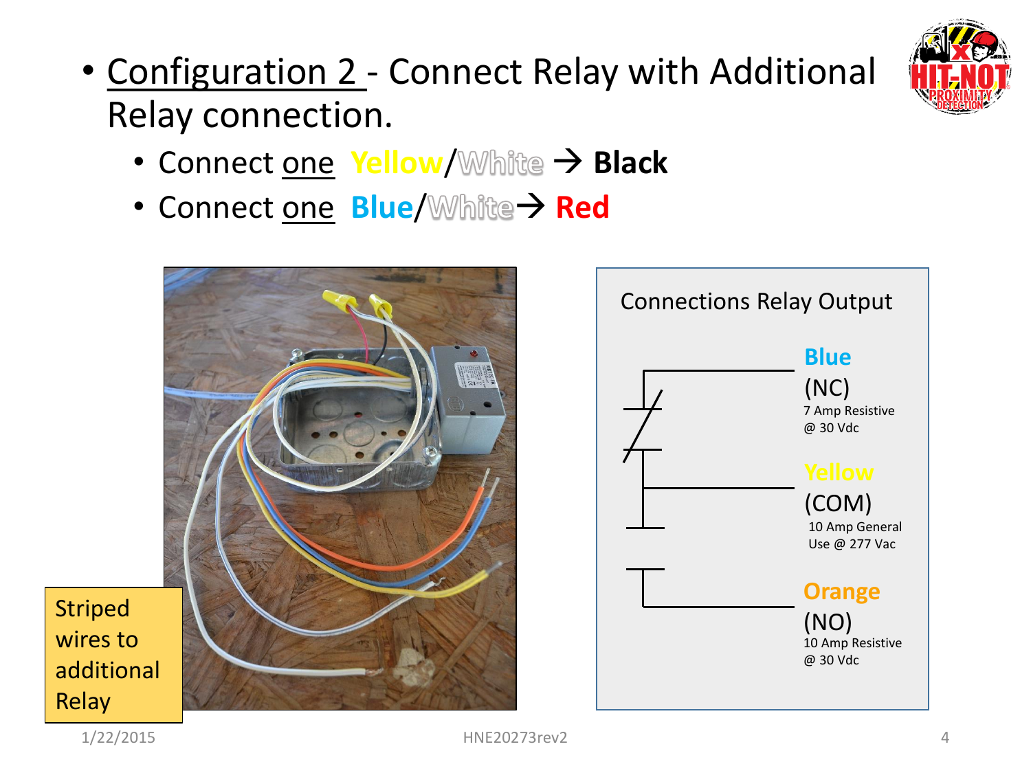- Configuration 2 - Connect Relay with Additional Relay connection.
  - Connect one Yellow/White → **Black**
  - Connect one **Blue**/White→ **Red**

Striped wires to additional Relay

Connections Relay Output

**Blue**
(NC)
7 Amp Resistive @ 30 Vdc

Yellow
(COM)
10 Amp General Use @ 277 Vac

Orange
(NO)
10 Amp Resistive @ 30 Vdc

1/22/2015 HNE20273rev2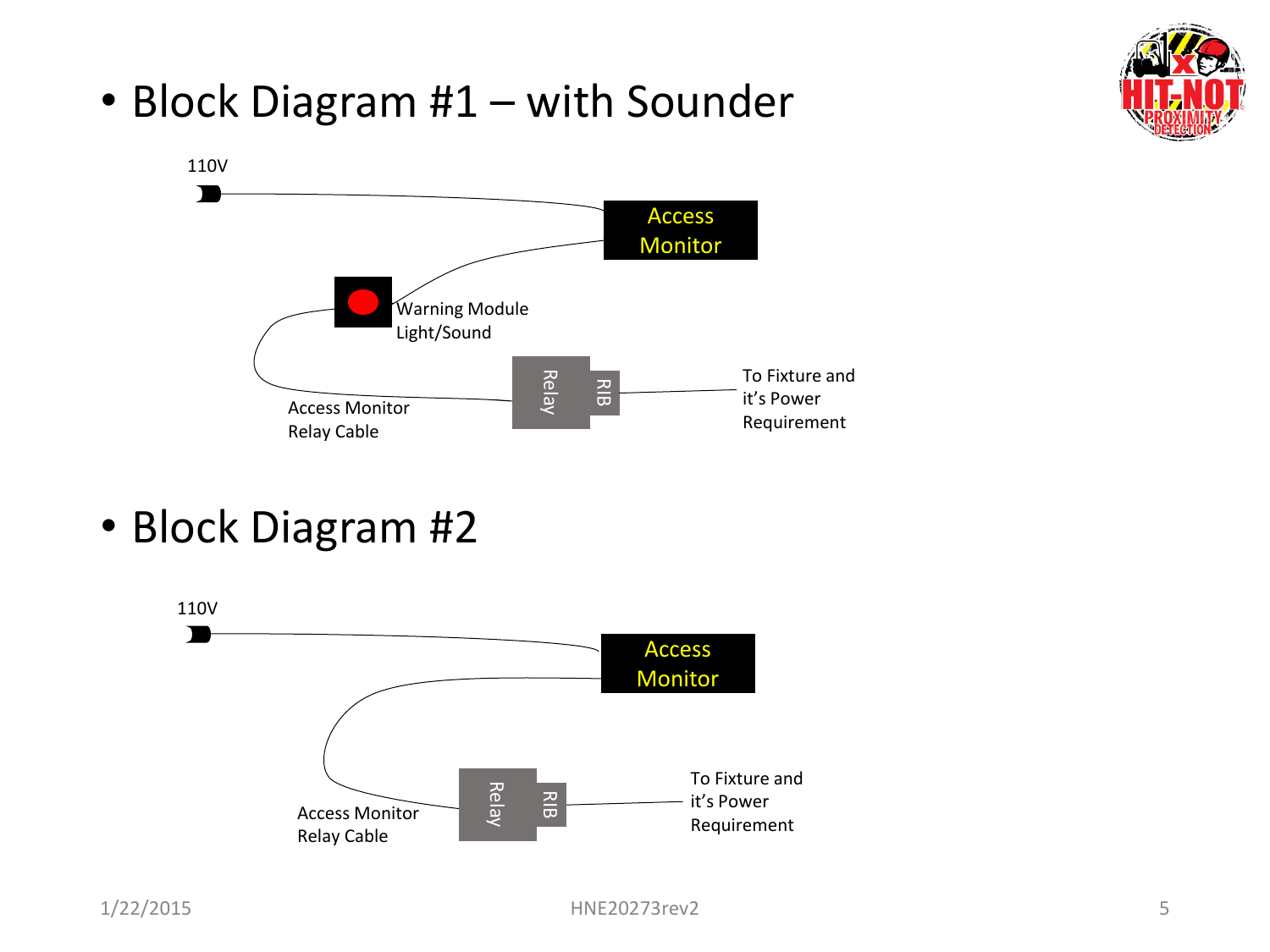- Block Diagram #1 – with Sounder

110V

Access Monitor

Warning Module Light/Sound

Relay

RIB

To Fixture and it's Power Requirement

Access Monitor Relay Cable

- Block Diagram #2

110V

Access Monitor

Relay

RIB

To Fixture and it's Power Requirement

Access Monitor Relay Cable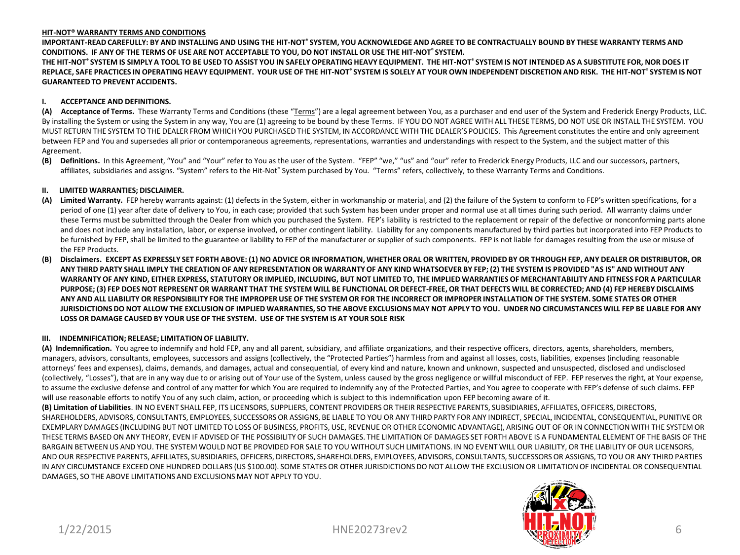**HIT-NOT® WARRANTY TERMS AND CONDITIONS**

**IMPORTANT-READ CAREFULLY: BY AND INSTALLING AND USING THE HIT-NOT® SYSTEM, YOU ACKNOWLEDGE AND AGREE TO BE CONTRACTUALLY BOUND BY THESE WARRANTY TERMS AND CONDITIONS. IF ANY OF THE TERMS OF USE ARE NOT ACCEPTABLE TO YOU, DO NOT INSTALL OR USE THE HIT-NOT® SYSTEM.**

**THE HIT-NOT® SYSTEM IS SIMPLY A TOOL TO BE USED TO ASSIST YOU IN SAFELY OPERATING HEAVY EQUIPMENT. THE HIT-NOT® SYSTEM IS NOT INTENDED AS A SUBSTITUTE FOR, NOR DOES IT REPLACE, SAFE PRACTICES IN OPERATING HEAVY EQUIPMENT. YOUR USE OF THE HIT-NOT® SYSTEM IS SOLELY AT YOUR OWN INDEPENDENT DISCRETION AND RISK. THE HIT-NOT® SYSTEM IS NOT GUARANTEED TO PREVENT ACCIDENTS.**

## I. ACCEPTANCE AND DEFINITIONS.

**(A) Acceptance of Terms.** These Warranty Terms and Conditions (these "Terms") are a legal agreement between You, as a purchaser and end user of the System and Frederick Energy Products, LLC. By installing the System or using the System in any way, You are (1) agreeing to be bound by these Terms. IF YOU DO NOT AGREE WITH ALL THESE TERMS, DO NOT USE OR INSTALL THE SYSTEM. YOU MUST RETURN THE SYSTEM TO THE DEALER FROM WHICH YOU PURCHASED THE SYSTEM, IN ACCORDANCE WITH THE DEALER'S POLICIES. This Agreement constitutes the entire and only agreement between FEP and You and supersedes all prior or contemporaneous agreements, representations, warranties and understandings with respect to the System, and the subject matter of this Agreement.

**(B) Definitions.** In this Agreement, "You" and "Your" refer to You as the user of the System. "FEP" "we," "us" and "our" refer to Frederick Energy Products, LLC and our successors, partners, affiliates, subsidiaries and assigns. "System" refers to the Hit-Not® System purchased by You. "Terms" refers, collectively, to these Warranty Terms and Conditions.

## II. LIMITED WARRANTIES; DISCLAIMER.

**(A) Limited Warranty.** FEP hereby warrants against: (1) defects in the System, either in workmanship or material, and (2) the failure of the System to conform to FEP's written specifications, for a period of one (1) year after date of delivery to You, in each case; provided that such System has been under proper and normal use at all times during such period. All warranty claims under these Terms must be submitted through the Dealer from which you purchased the System. FEP's liability is restricted to the replacement or repair of the defective or nonconforming parts alone and does not include any installation, labor, or expense involved, or other contingent liability. Liability for any components manufactured by third parties but incorporated into FEP Products to be furnished by FEP, shall be limited to the guarantee or liability to FEP of the manufacturer or supplier of such components. FEP is not liable for damages resulting from the use or misuse of the FEP Products.

**(B) Disclaimers. EXCEPT AS EXPRESSLY SET FORTH ABOVE: (1) NO ADVICE OR INFORMATION, WHETHER ORAL OR WRITTEN, PROVIDED BY OR THROUGH FEP, ANY DEALER OR DISTRIBUTOR, OR ANY THIRD PARTY SHALL IMPLY THE CREATION OF ANY REPRESENTATION OR WARRANTY OF ANY KIND WHATSOEVER BY FEP; (2) THE SYSTEM IS PROVIDED "AS IS" AND WITHOUT ANY WARRANTY OF ANY KIND, EITHER EXPRESS, STATUTORY OR IMPLIED, INCLUDING, BUT NOT LIMITED TO, THE IMPLIED WARRANTIES OF MERCHANTABILITY AND FITNESS FOR A PARTICULAR PURPOSE; (3) FEP DOES NOT REPRESENT OR WARRANT THAT THE SYSTEM WILL BE FUNCTIONAL OR DEFECT-FREE, OR THAT DEFECTS WILL BE CORRECTED; AND (4) FEP HEREBY DISCLAIMS ANY AND ALL LIABILITY OR RESPONSIBILITY FOR THE IMPROPER USE OF THE SYSTEM OR FOR THE INCORRECT OR IMPROPER INSTALLATION OF THE SYSTEM. SOME STATES OR OTHER JURISDICTIONS DO NOT ALLOW THE EXCLUSION OF IMPLIED WARRANTIES, SO THE ABOVE EXCLUSIONS MAY NOT APPLY TO YOU. UNDER NO CIRCUMSTANCES WILL FEP BE LIABLE FOR ANY LOSS OR DAMAGE CAUSED BY YOUR USE OF THE SYSTEM. USE OF THE SYSTEM IS AT YOUR SOLE RISK**

## III. INDEMNIFICATION; RELEASE; LIMITATION OF LIABILITY.

**(A) Indemnification.** You agree to indemnify and hold FEP, any and all parent, subsidiary, and affiliate organizations, and their respective officers, directors, agents, shareholders, members, managers, advisors, consultants, employees, successors and assigns (collectively, the "Protected Parties") harmless from and against all losses, costs, liabilities, expenses (including reasonable attorneys' fees and expenses), claims, demands, and damages, actual and consequential, of every kind and nature, known and unknown, suspected and unsuspected, disclosed and undisclosed (collectively, "Losses"), that are in any way due to or arising out of Your use of the System, unless caused by the gross negligence or willful misconduct of FEP. FEP reserves the right, at Your expense, to assume the exclusive defense and control of any matter for which You are required to indemnify any of the Protected Parties, and You agree to cooperate with FEP's defense of such claims. FEP will use reasonable efforts to notify You of any such claim, action, or proceeding which is subject to this indemnification upon FEP becoming aware of it.

**(B) Limitation of Liabilities**. IN NO EVENT SHALL FEP, ITS LICENSORS, SUPPLIERS, CONTENT PROVIDERS OR THEIR RESPECTIVE PARENTS, SUBSIDIARIES, AFFILIATES, OFFICERS, DIRECTORS, SHAREHOLDERS, ADVISORS, CONSULTANTS, EMPLOYEES, SUCCESSORS OR ASSIGNS, BE LIABLE TO YOU OR ANY THIRD PARTY FOR ANY INDIRECT, SPECIAL, INCIDENTAL, CONSEQUENTIAL, PUNITIVE OR EXEMPLARY DAMAGES (INCLUDING BUT NOT LIMITED TO LOSS OF BUSINESS, PROFITS, USE, REVENUE OR OTHER ECONOMIC ADVANTAGE), ARISING OUT OF OR IN CONNECTION WITH THE SYSTEM OR THESE TERMS BASED ON ANY THEORY, EVEN IF ADVISED OF THE POSSIBILITY OF SUCH DAMAGES. THE LIMITATION OF DAMAGES SET FORTH ABOVE IS A FUNDAMENTAL ELEMENT OF THE BASIS OF THE BARGAIN BETWEEN US AND YOU. THE SYSTEM WOULD NOT BE PROVIDED FOR SALE TO YOU WITHOUT SUCH LIMITATIONS. IN NO EVENT WILL OUR LIABILITY, OR THE LIABILITY OF OUR LICENSORS, AND OUR RESPECTIVE PARENTS, AFFILIATES, SUBSIDIARIES, OFFICERS, DIRECTORS, SHAREHOLDERS, EMPLOYEES, ADVISORS, CONSULTANTS, SUCCESSORS OR ASSIGNS, TO YOU OR ANY THIRD PARTIES IN ANY CIRCUMSTANCE EXCEED ONE HUNDRED DOLLARS (US $100.00). SOME STATES OR OTHER JURISDICTIONS DO NOT ALLOW THE EXCLUSION OR LIMITATION OF INCIDENTAL OR CONSEQUENTIAL DAMAGES, SO THE ABOVE LIMITATIONS AND EXCLUSIONS MAY NOT APPLY TO YOU.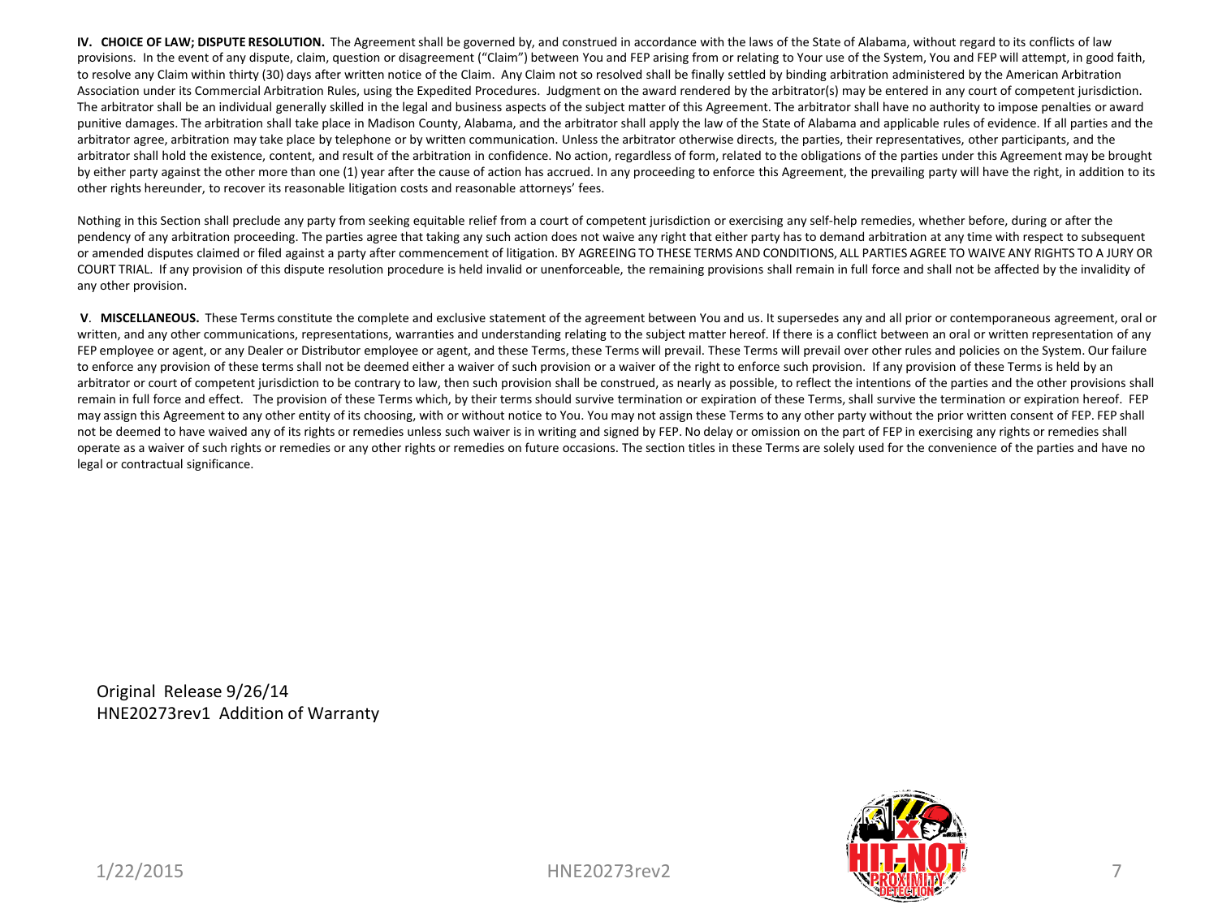**IV. CHOICE OF LAW; DISPUTE RESOLUTION.** The Agreement shall be governed by, and construed in accordance with the laws of the State of Alabama, without regard to its conflicts of law provisions. In the event of any dispute, claim, question or disagreement ("Claim") between You and FEP arising from or relating to Your use of the System, You and FEP will attempt, in good faith, to resolve any Claim within thirty (30) days after written notice of the Claim. Any Claim not so resolved shall be finally settled by binding arbitration administered by the American Arbitration Association under its Commercial Arbitration Rules, using the Expedited Procedures. Judgment on the award rendered by the arbitrator(s) may be entered in any court of competent jurisdiction. The arbitrator shall be an individual generally skilled in the legal and business aspects of the subject matter of this Agreement. The arbitrator shall have no authority to impose penalties or award punitive damages. The arbitration shall take place in Madison County, Alabama, and the arbitrator shall apply the law of the State of Alabama and applicable rules of evidence. If all parties and the arbitrator agree, arbitration may take place by telephone or by written communication. Unless the arbitrator otherwise directs, the parties, their representatives, other participants, and the arbitrator shall hold the existence, content, and result of the arbitration in confidence. No action, regardless of form, related to the obligations of the parties under this Agreement may be brought by either party against the other more than one (1) year after the cause of action has accrued. In any proceeding to enforce this Agreement, the prevailing party will have the right, in addition to its other rights hereunder, to recover its reasonable litigation costs and reasonable attorneys' fees.

Nothing in this Section shall preclude any party from seeking equitable relief from a court of competent jurisdiction or exercising any self-help remedies, whether before, during or after the pendency of any arbitration proceeding. The parties agree that taking any such action does not waive any right that either party has to demand arbitration at any time with respect to subsequent or amended disputes claimed or filed against a party after commencement of litigation. BY AGREEING TO THESE TERMS AND CONDITIONS, ALL PARTIES AGREE TO WAIVE ANY RIGHTS TO A JURY OR COURT TRIAL. If any provision of this dispute resolution procedure is held invalid or unenforceable, the remaining provisions shall remain in full force and shall not be affected by the invalidity of any other provision.

**V. MISCELLANEOUS.** These Terms constitute the complete and exclusive statement of the agreement between You and us. It supersedes any and all prior or contemporaneous agreement, oral or written, and any other communications, representations, warranties and understanding relating to the subject matter hereof. If there is a conflict between an oral or written representation of any FEP employee or agent, or any Dealer or Distributor employee or agent, and these Terms, these Terms will prevail. These Terms will prevail over other rules and policies on the System. Our failure to enforce any provision of these terms shall not be deemed either a waiver of such provision or a waiver of the right to enforce such provision. If any provision of these Terms is held by an arbitrator or court of competent jurisdiction to be contrary to law, then such provision shall be construed, as nearly as possible, to reflect the intentions of the parties and the other provisions shall remain in full force and effect. The provision of these Terms which, by their terms should survive termination or expiration of these Terms, shall survive the termination or expiration hereof. FEP may assign this Agreement to any other entity of its choosing, with or without notice to You. You may not assign these Terms to any other party without the prior written consent of FEP. FEP shall not be deemed to have waived any of its rights or remedies unless such waiver is in writing and signed by FEP. No delay or omission on the part of FEP in exercising any rights or remedies shall operate as a waiver of such rights or remedies or any other rights or remedies on future occasions. The section titles in these Terms are solely used for the convenience of the parties and have no legal or contractual significance.

Original Release 9/26/14
HNE20273rev1 Addition of Warranty